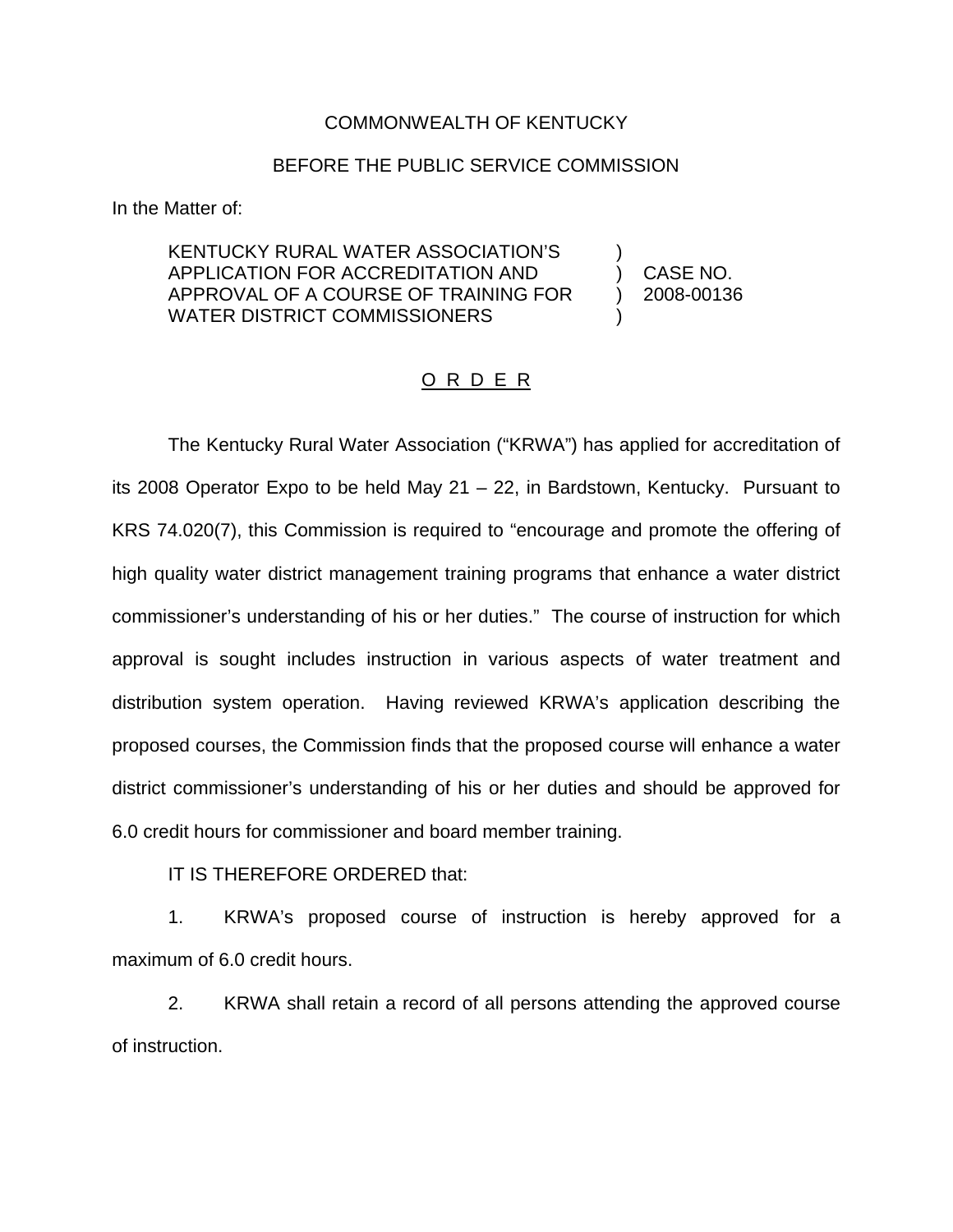COMMONWEALTH OF KENTUCKY

BEFORE THE PUBLIC SERVICE COMMISSION

In the Matter of:

| | | |
|---|---|---|
| KENTUCKY RURAL WATER ASSOCIATION'S APPLICATION FOR ACCREDITATION AND APPROVAL OF A COURSE OF TRAINING FOR WATER DISTRICT COMMISSIONERS | ) ) ) ) | CASE NO. 2008-00136 |

O R D E R

The Kentucky Rural Water Association ("KRWA") has applied for accreditation of its 2008 Operator Expo to be held May 21 – 22, in Bardstown, Kentucky. Pursuant to KRS 74.020(7), this Commission is required to "encourage and promote the offering of high quality water district management training programs that enhance a water district commissioner's understanding of his or her duties." The course of instruction for which approval is sought includes instruction in various aspects of water treatment and distribution system operation. Having reviewed KRWA's application describing the proposed courses, the Commission finds that the proposed course will enhance a water district commissioner's understanding of his or her duties and should be approved for 6.0 credit hours for commissioner and board member training.

IT IS THEREFORE ORDERED that:

1. KRWA's proposed course of instruction is hereby approved for a maximum of 6.0 credit hours.

2. KRWA shall retain a record of all persons attending the approved course of instruction.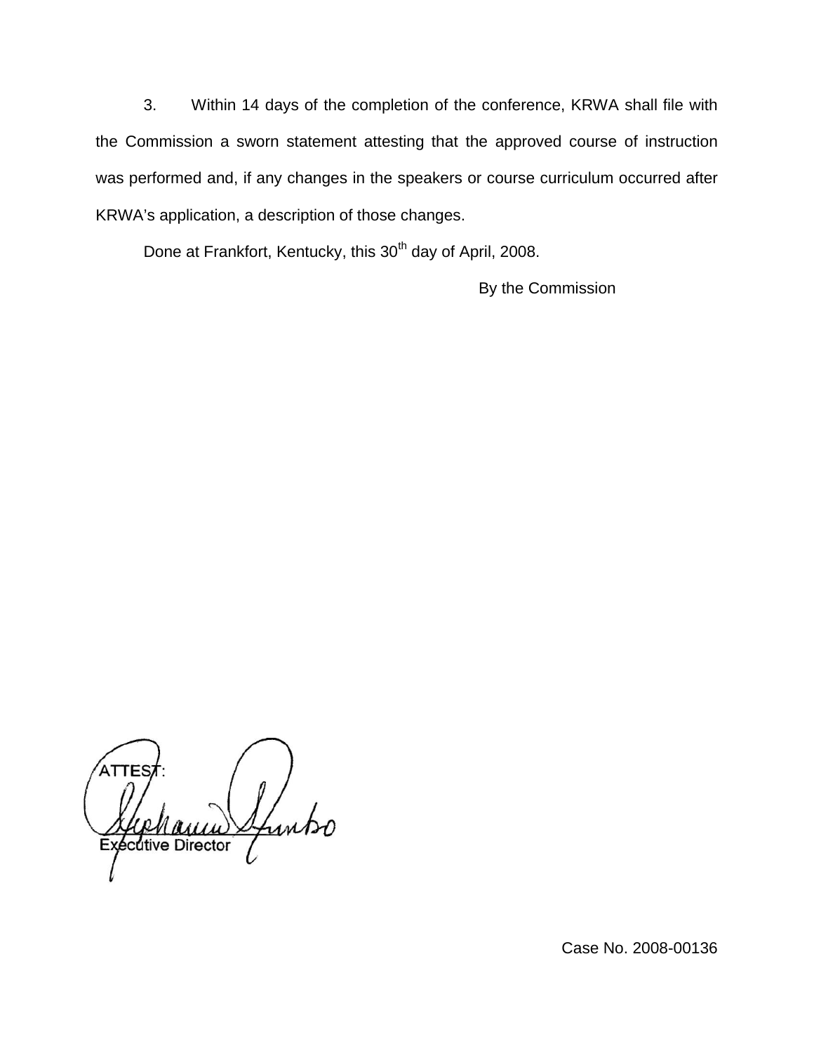3. Within 14 days of the completion of the conference, KRWA shall file with the Commission a sworn statement attesting that the approved course of instruction was performed and, if any changes in the speakers or course curriculum occurred after KRWA's application, a description of those changes.

Done at Frankfort, Kentucky, this 30th day of April, 2008.

By the Commission

ATTEST:

Executive Director

Case No. 2008-00136